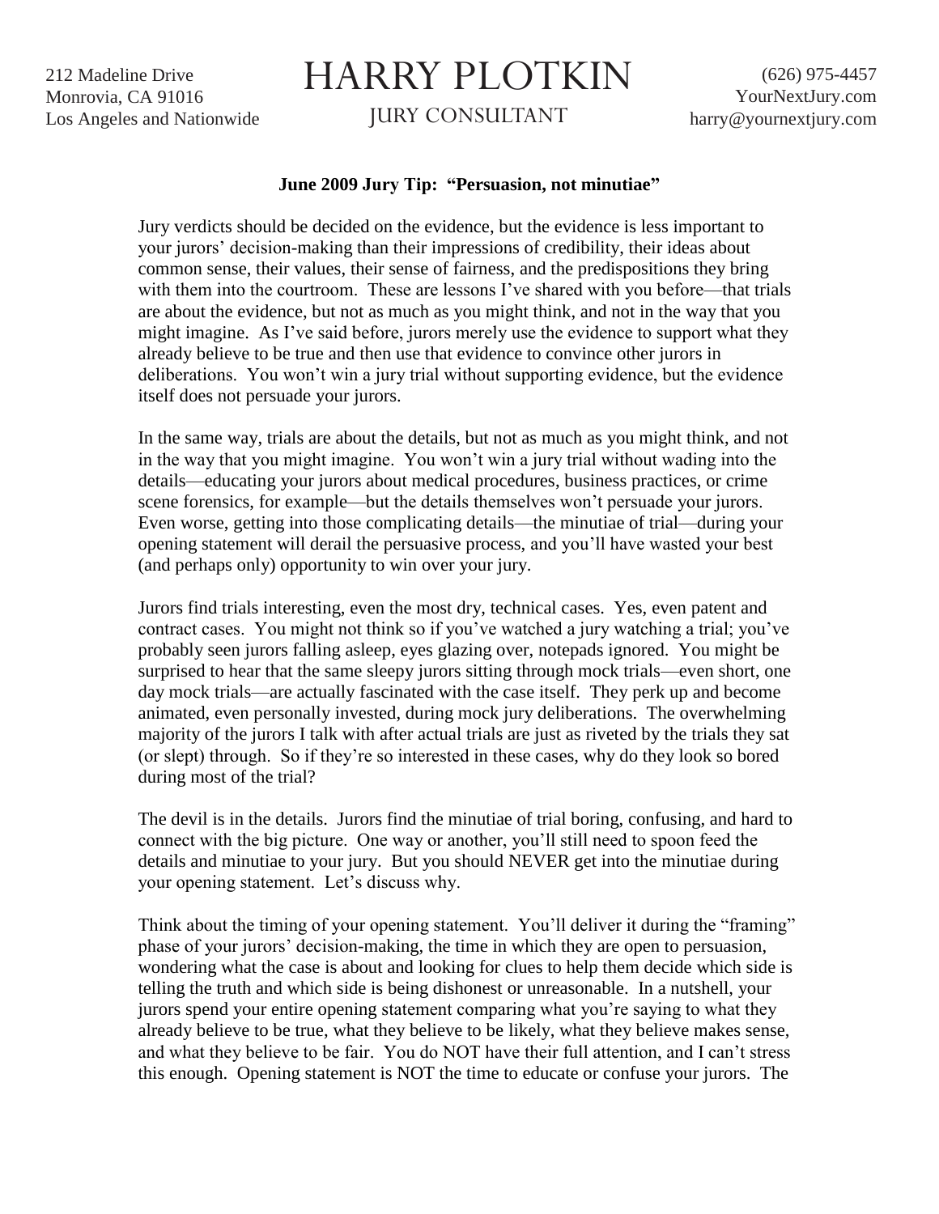212 Madeline Drive
Monrovia, CA 91016
Los Angeles and Nationwide

# HARRY PLOTKIN

JURY CONSULTANT

(626) 975-4457
YourNextJury.com
harry@yournextjury.com

**June 2009 Jury Tip: "Persuasion, not minutiae"**

Jury verdicts should be decided on the evidence, but the evidence is less important to your jurors' decision-making than their impressions of credibility, their ideas about common sense, their values, their sense of fairness, and the predispositions they bring with them into the courtroom. These are lessons I've shared with you before—that trials are about the evidence, but not as much as you might think, and not in the way that you might imagine. As I've said before, jurors merely use the evidence to support what they already believe to be true and then use that evidence to convince other jurors in deliberations. You won't win a jury trial without supporting evidence, but the evidence itself does not persuade your jurors.

In the same way, trials are about the details, but not as much as you might think, and not in the way that you might imagine. You won't win a jury trial without wading into the details—educating your jurors about medical procedures, business practices, or crime scene forensics, for example—but the details themselves won't persuade your jurors. Even worse, getting into those complicating details—the minutiae of trial—during your opening statement will derail the persuasive process, and you'll have wasted your best (and perhaps only) opportunity to win over your jury.

Jurors find trials interesting, even the most dry, technical cases. Yes, even patent and contract cases. You might not think so if you've watched a jury watching a trial; you've probably seen jurors falling asleep, eyes glazing over, notepads ignored. You might be surprised to hear that the same sleepy jurors sitting through mock trials—even short, one day mock trials—are actually fascinated with the case itself. They perk up and become animated, even personally invested, during mock jury deliberations. The overwhelming majority of the jurors I talk with after actual trials are just as riveted by the trials they sat (or slept) through. So if they're so interested in these cases, why do they look so bored during most of the trial?

The devil is in the details. Jurors find the minutiae of trial boring, confusing, and hard to connect with the big picture. One way or another, you'll still need to spoon feed the details and minutiae to your jury. But you should NEVER get into the minutiae during your opening statement. Let's discuss why.

Think about the timing of your opening statement. You'll deliver it during the "framing" phase of your jurors' decision-making, the time in which they are open to persuasion, wondering what the case is about and looking for clues to help them decide which side is telling the truth and which side is being dishonest or unreasonable. In a nutshell, your jurors spend your entire opening statement comparing what you're saying to what they already believe to be true, what they believe to be likely, what they believe makes sense, and what they believe to be fair. You do NOT have their full attention, and I can't stress this enough. Opening statement is NOT the time to educate or confuse your jurors. The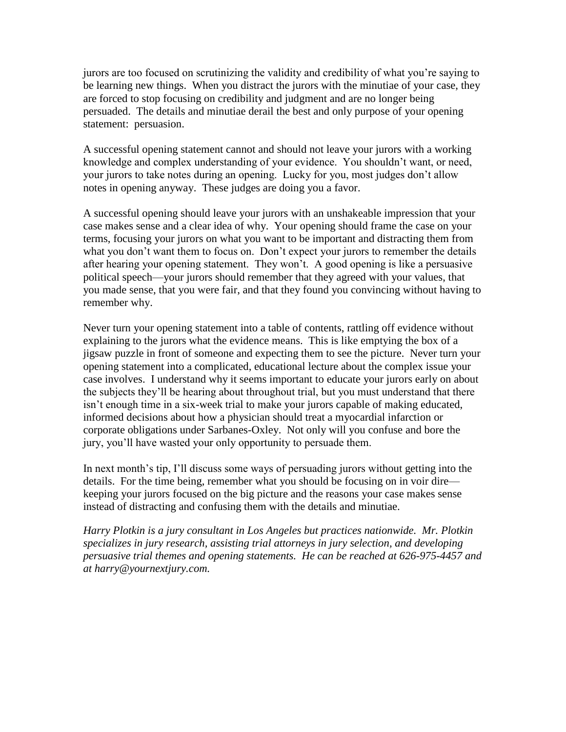jurors are too focused on scrutinizing the validity and credibility of what you're saying to be learning new things. When you distract the jurors with the minutiae of your case, they are forced to stop focusing on credibility and judgment and are no longer being persuaded. The details and minutiae derail the best and only purpose of your opening statement: persuasion.

A successful opening statement cannot and should not leave your jurors with a working knowledge and complex understanding of your evidence. You shouldn't want, or need, your jurors to take notes during an opening. Lucky for you, most judges don't allow notes in opening anyway. These judges are doing you a favor.

A successful opening should leave your jurors with an unshakeable impression that your case makes sense and a clear idea of why. Your opening should frame the case on your terms, focusing your jurors on what you want to be important and distracting them from what you don't want them to focus on. Don't expect your jurors to remember the details after hearing your opening statement. They won't. A good opening is like a persuasive political speech—your jurors should remember that they agreed with your values, that you made sense, that you were fair, and that they found you convincing without having to remember why.

Never turn your opening statement into a table of contents, rattling off evidence without explaining to the jurors what the evidence means. This is like emptying the box of a jigsaw puzzle in front of someone and expecting them to see the picture. Never turn your opening statement into a complicated, educational lecture about the complex issue your case involves. I understand why it seems important to educate your jurors early on about the subjects they'll be hearing about throughout trial, but you must understand that there isn't enough time in a six-week trial to make your jurors capable of making educated, informed decisions about how a physician should treat a myocardial infarction or corporate obligations under Sarbanes-Oxley. Not only will you confuse and bore the jury, you'll have wasted your only opportunity to persuade them.

In next month's tip, I'll discuss some ways of persuading jurors without getting into the details. For the time being, remember what you should be focusing on in voir dire—keeping your jurors focused on the big picture and the reasons your case makes sense instead of distracting and confusing them with the details and minutiae.

*Harry Plotkin is a jury consultant in Los Angeles but practices nationwide. Mr. Plotkin specializes in jury research, assisting trial attorneys in jury selection, and developing persuasive trial themes and opening statements. He can be reached at 626-975-4457 and at harry@yournextjury.com.*